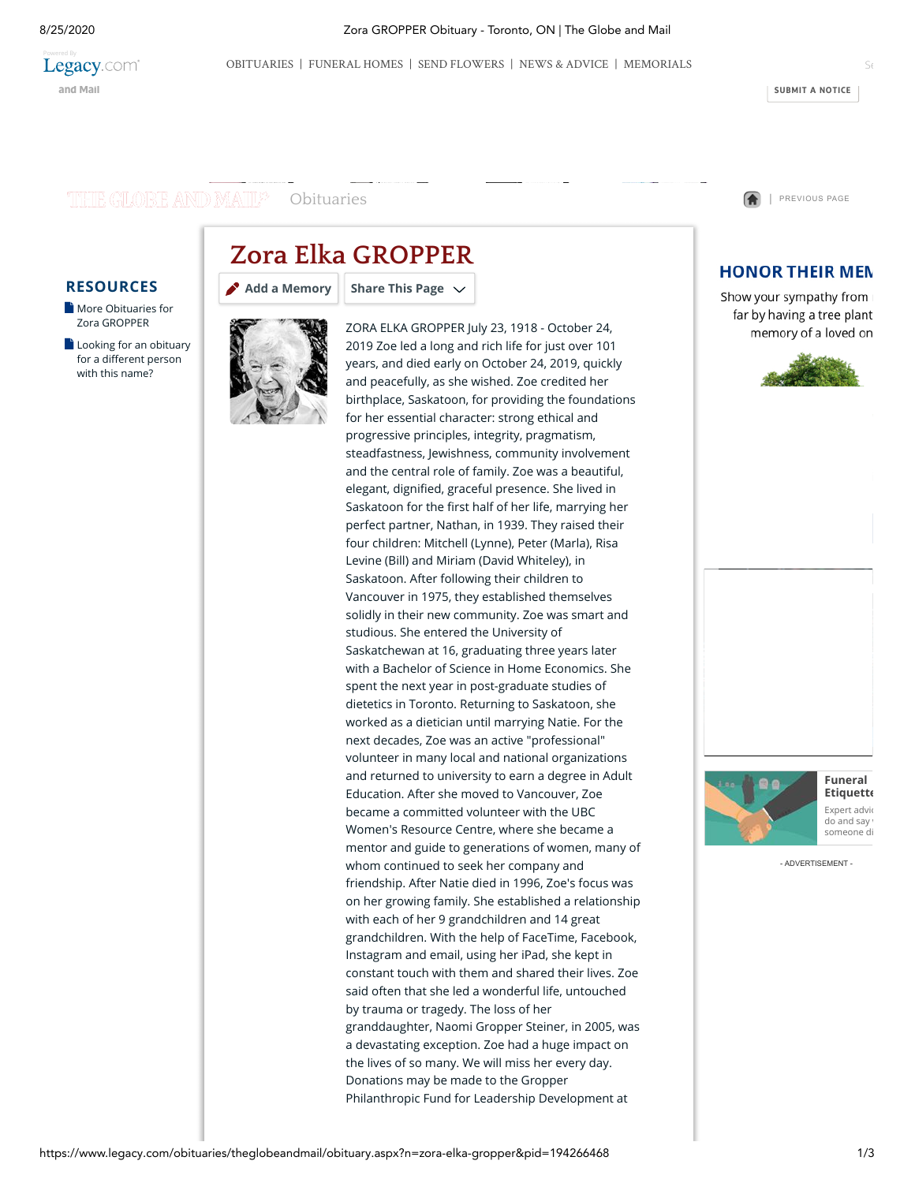# Zora Elka GROPPER

ZORA ELKA GROPPER July 23, 1918 - October 24, 2019 Zoe led a long and rich life for just over 101 years, and died early on October 24, 2019, quickly and peacefully, as she wished. Zoe credited her birthplace, Saskatoon, for providing the foundations for her essential character: strong ethical and progressive principles, integrity, pragmatism, steadfastness, Jewishness, community involvement and the central role of family. Zoe was a beautiful, elegant, dignified, graceful presence. She lived in Saskatoon for the first half of her life, marrying her perfect partner, Nathan, in 1939. They raised their four children: Mitchell (Lynne), Peter (Marla), Risa Levine (Bill) and Miriam (David Whiteley), in Saskatoon. After following their children to Vancouver in 1975, they established themselves solidly in their new community. Zoe was smart and studious. She entered the University of Saskatchewan at 16, graduating three years later with a Bachelor of Science in Home Economics. She spent the next year in post-graduate studies of dietetics in Toronto. Returning to Saskatoon, she worked as a dietician until marrying Natie. For the next decades, Zoe was an active "professional" volunteer in many local and national organizations and returned to university to earn a degree in Adult Education. After she moved to Vancouver, Zoe became a committed volunteer with the UBC Women's Resource Centre, where she became a mentor and guide to generations of women, many of whom continued to seek her company and friendship. After Natie died in 1996, Zoe's focus was on her growing family. She established a relationship with each of her 9 grandchildren and 14 great grandchildren. With the help of FaceTime, Facebook, Instagram and email, using her iPad, she kept in constant touch with them and shared their lives. Zoe said often that she led a wonderful life, untouched by trauma or tragedy. The loss of her granddaughter, Naomi Gropper Steiner, in 2005, was a devastating exception. Zoe had a huge impact on the lives of so many. We will miss her every day. Donations may be made to the Gropper Philanthropic Fund for Leadership Development at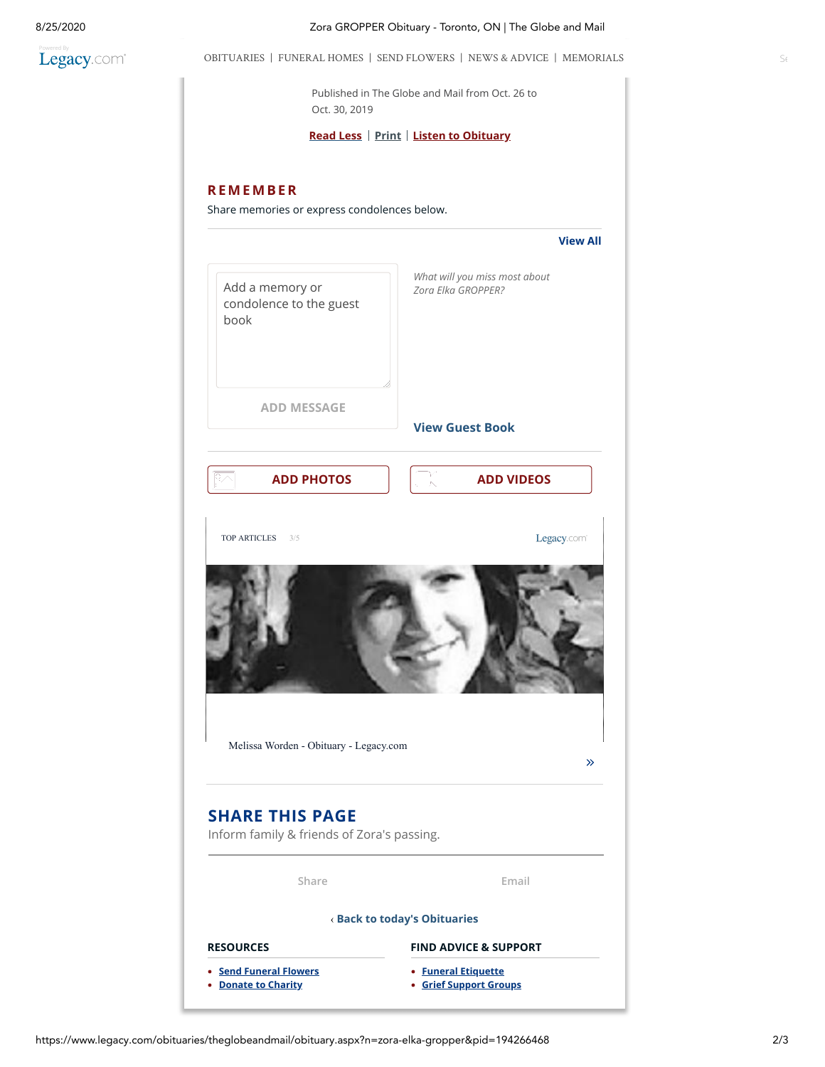Published in The Globe and Mail from Oct. 26 to Oct. 30, 2019

Read Less | Print | Listen to Obituary

## REMEMBER

Share memories or express condolences below.

View All

Add a memory or condolence to the guest book

ADD MESSAGE

*What will you miss most about Zora Elka GROPPER?*

View Guest Book

ADD PHOTOS

ADD VIDEOS

TOP ARTICLES 3/5

Legacy.com

Melissa Worden - Obituary - Legacy.com

## SHARE THIS PAGE

Inform family & friends of Zora's passing.

Share

Email

‹ Back to today's Obituaries

**RESOURCES**

- Send Funeral Flowers
- Donate to Charity

**FIND ADVICE & SUPPORT**

- Funeral Etiquette
- Grief Support Groups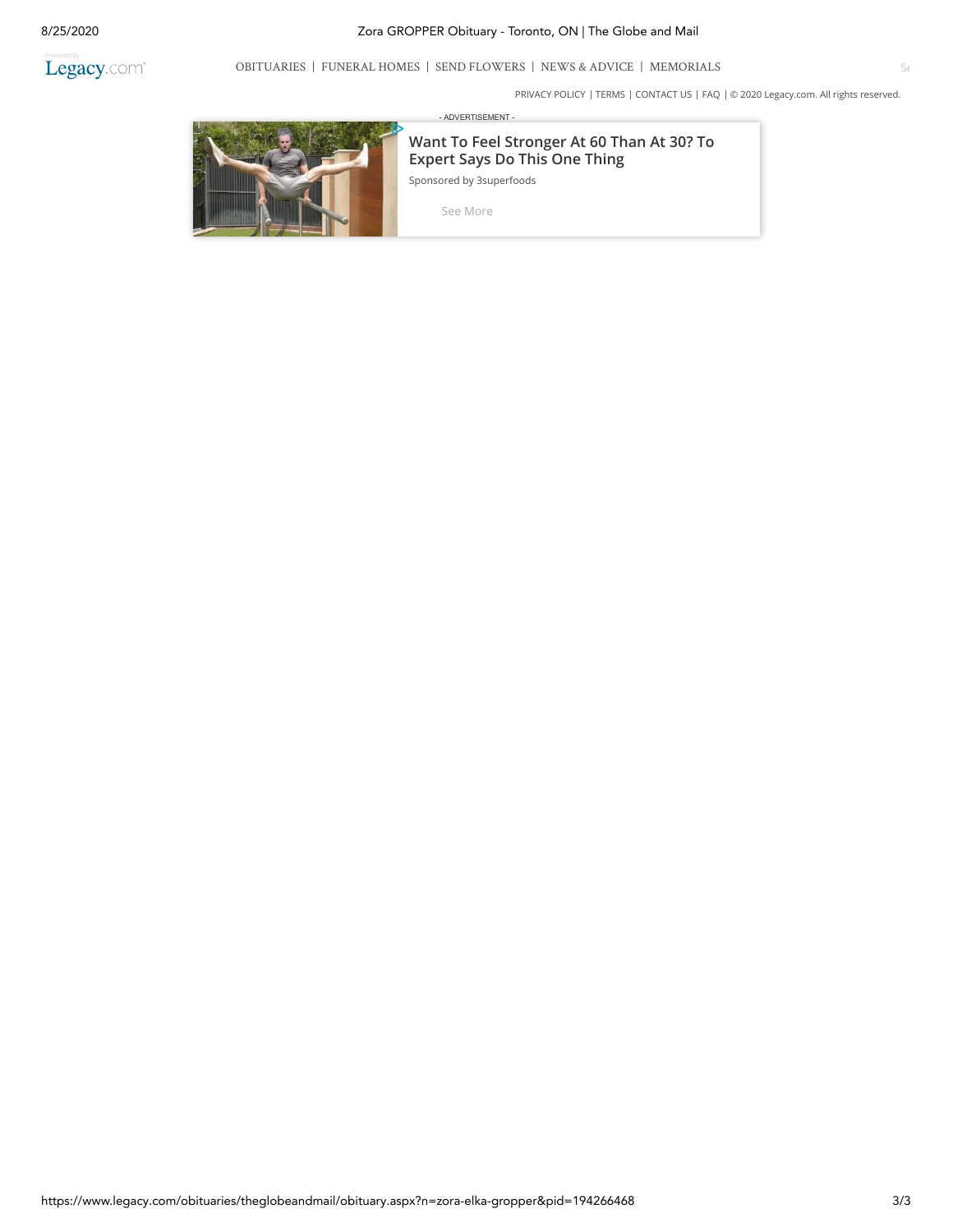Powered By Legacy.com

OBITUARIES | FUNERAL HOMES | SEND FLOWERS | NEWS & ADVICE | MEMORIALS

PRIVACY POLICY | TERMS | CONTACT US | FAQ | © 2020 Legacy.com. All rights reserved.

- ADVERTISEMENT -

**Want To Feel Stronger At 60 Than At 30? To Expert Says Do This One Thing**

Sponsored by 3superfoods

See More